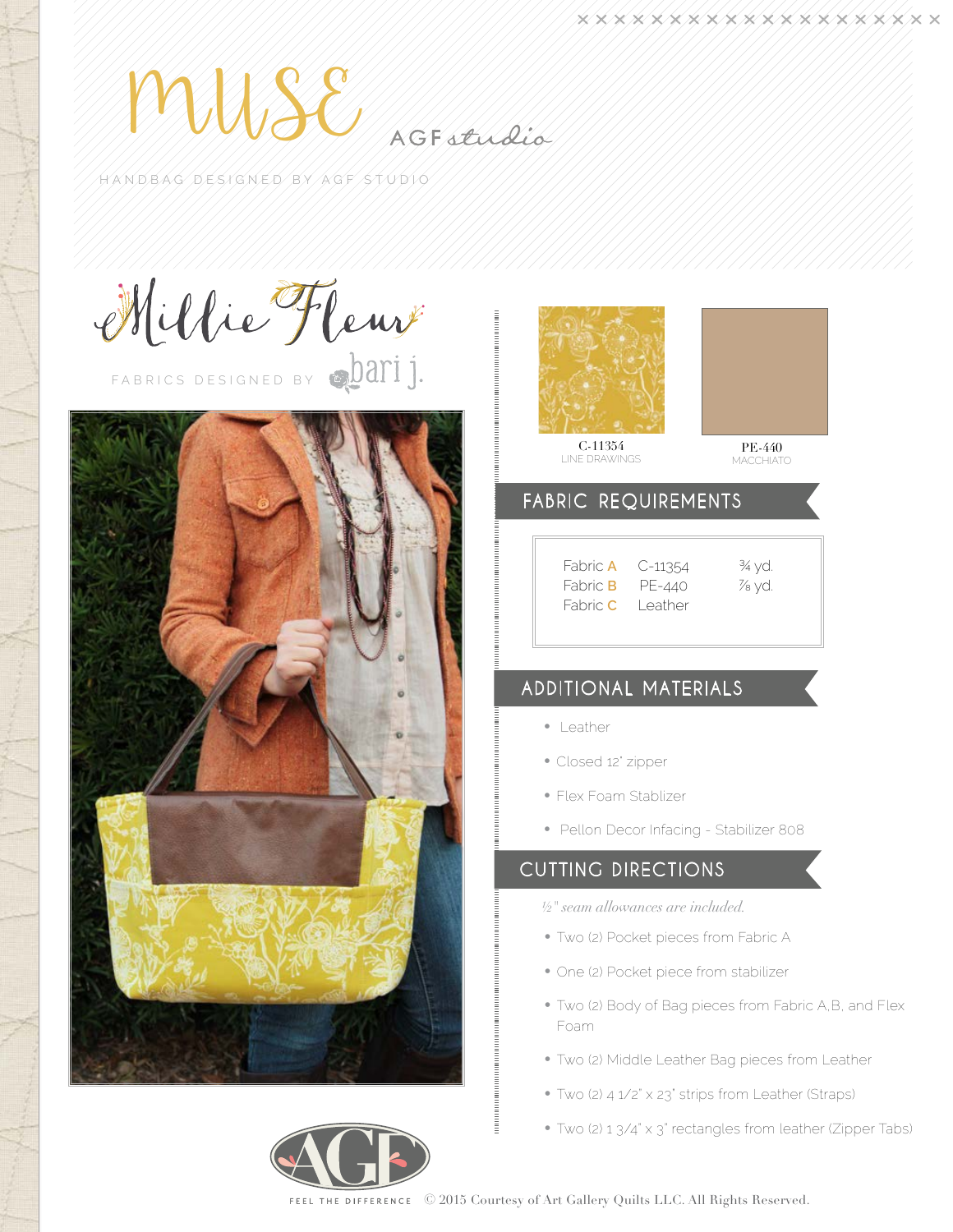# MUSE

AGF studio

HANDBAG DESIGNED BY AGF STUDIO

## Millie Fleur

FABRICS DESIGNED BY bari j.

C-11354
LINE DRAWINGS

PE-440
MACCHIATO

## FABRIC REQUIREMENTS

| | | |
|---|---|---|
| Fabric A | C-11354 | ¾ yd. |
| Fabric B | PE-440 | ⅞ yd. |
| Fabric C | Leather | |

## ADDITIONAL MATERIALS

- Leather
- Closed 12" zipper
- Flex Foam Stablizer
- Pellon Decor Infacing - Stabilizer 808

## CUTTING DIRECTIONS

*½" seam allowances are included.*

- Two (2) Pocket pieces from Fabric A
- One (2) Pocket piece from stabilizer
- Two (2) Body of Bag pieces from Fabric A,B, and Flex Foam
- Two (2) Middle Leather Bag pieces from Leather
- Two (2) 4 1/2" x 23" strips from Leather (Straps)
- Two (2) 1 3/4" x 3" rectangles from leather (Zipper Tabs)

AGF
FEEL THE DIFFERENCE

© 2015 Courtesy of Art Gallery Quilts LLC. All Rights Reserved.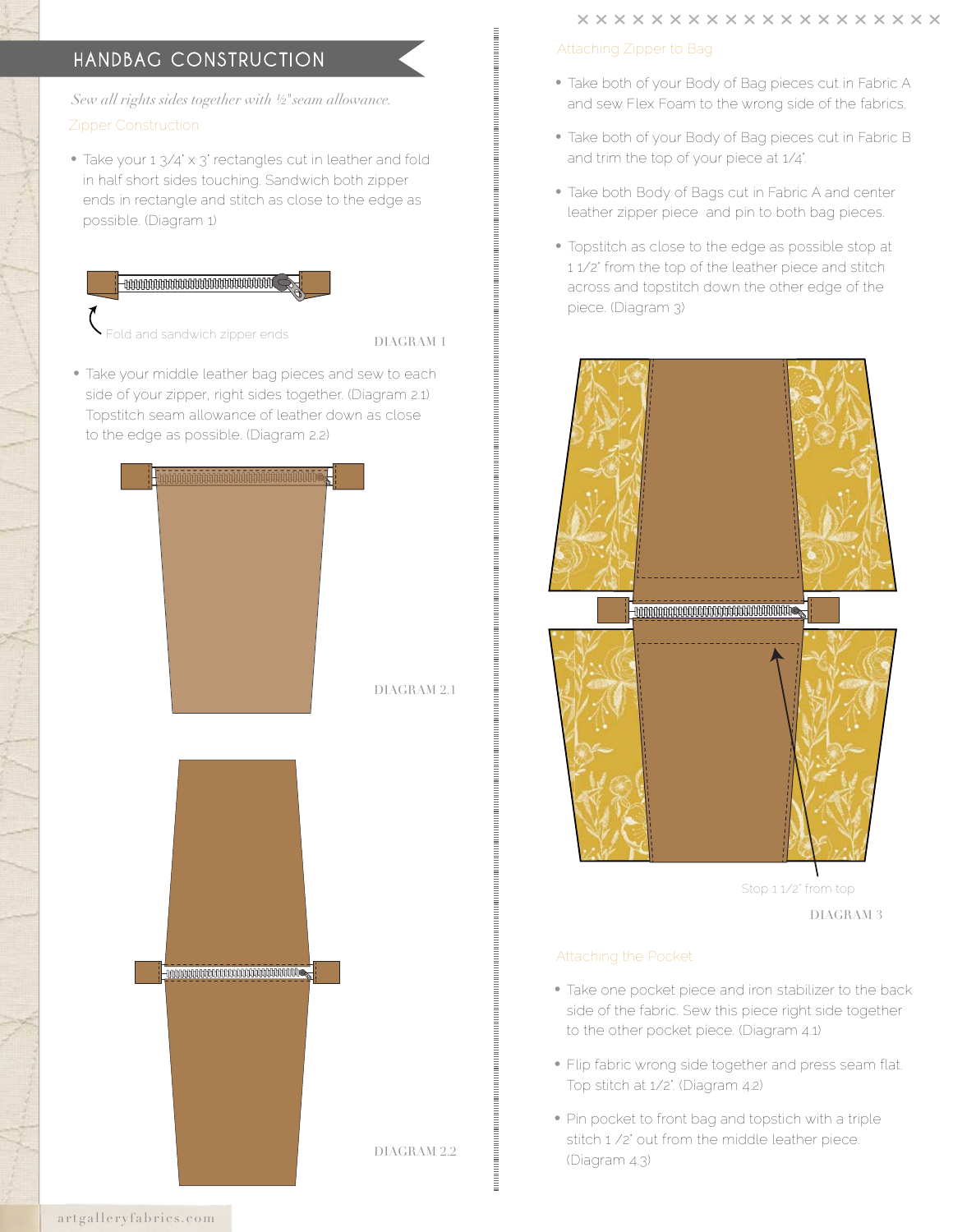## HANDBAG CONSTRUCTION

*Sew all rights sides together with ½"seam allowance.*

### Zipper Construction

- Take your 1 3/4' x 3' rectangles cut in leather and fold in half short sides touching. Sandwich both zipper ends in rectangle and stitch as close to the edge as possible. (Diagram 1)

Fold and sandwich zipper ends

DIAGRAM 1

- Take your middle leather bag pieces and sew to each side of your zipper, right sides together. (Diagram 2.1) Topstitch seam allowance of leather down as close to the edge as possible. (Diagram 2.2)

DIAGRAM 2.1

DIAGRAM 2.2

### Attaching Zipper to Bag

- Take both of your Body of Bag pieces cut in Fabric A and sew Flex Foam to the wrong side of the fabrics.
- Take both of your Body of Bag pieces cut in Fabric B and trim the top of your piece at 1/4'.
- Take both Body of Bags cut in Fabric A and center leather zipper piece and pin to both bag pieces.
- Topstitch as close to the edge as possible stop at 1 1/2' from the top of the leather piece and stitch across and topstitch down the other edge of the piece. (Diagram 3)

Stop 1 1/2' from top

DIAGRAM 3

### Attaching the Pocket

- Take one pocket piece and iron stabilizer to the back side of the fabric. Sew this piece right side together to the other pocket piece. (Diagram 4.1)
- Flip fabric wrong side together and press seam flat. Top stitch at 1/2'. (Diagram 4.2)
- Pin pocket to front bag and topstich with a triple stitch 1 /2' out from the middle leather piece. (Diagram 4.3)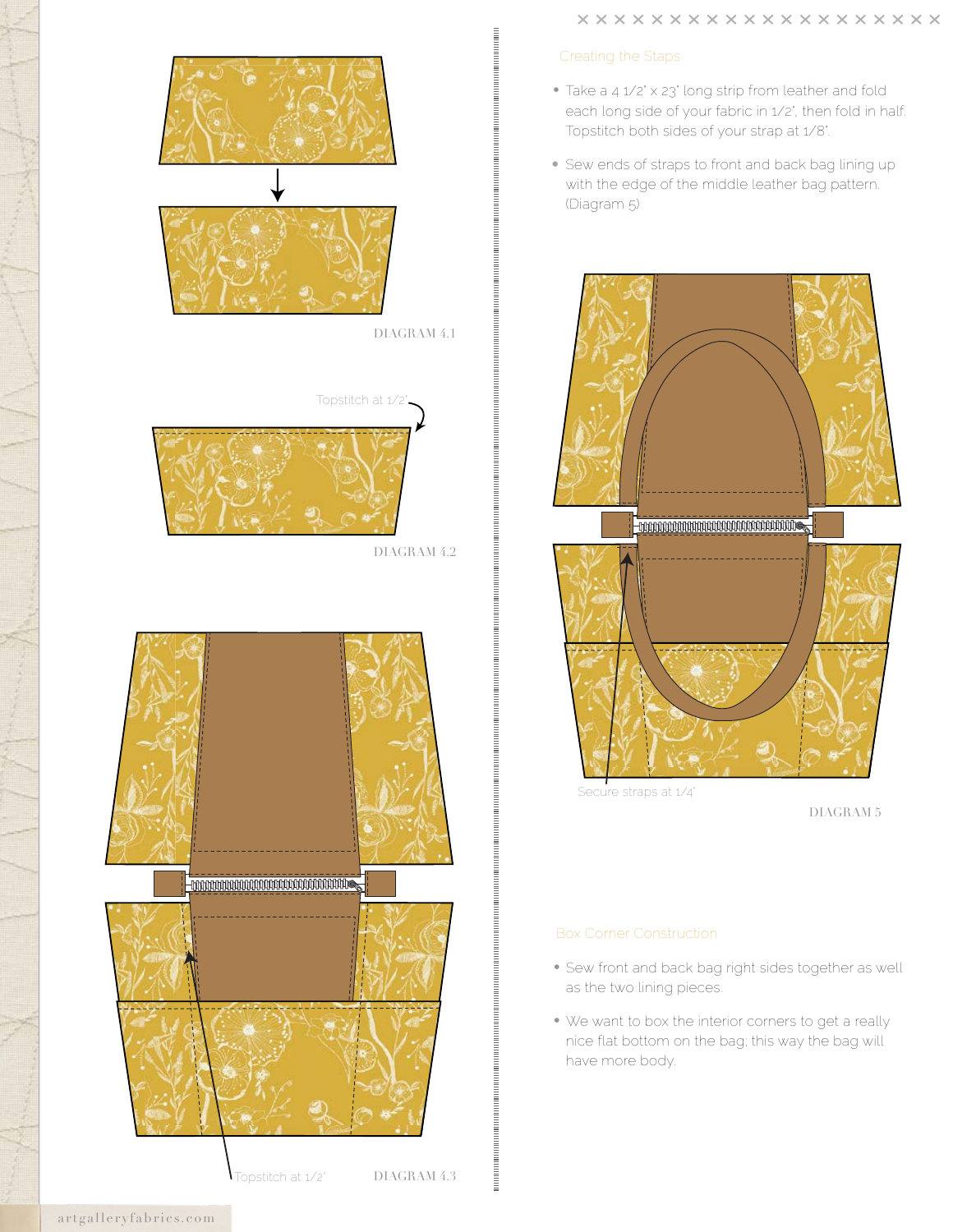Topstitch at 1/2"

DIAGRAM 4.1

DIAGRAM 4.2

Topstitch at 1/2"

DIAGRAM 4.3

## Creating the Staps

- Take a 4 1/2" x 23" long strip from leather and fold each long side of your fabric in 1/2", then fold in half. Topstitch both sides of your strap at 1/8".
- Sew ends of straps to front and back bag lining up with the edge of the middle leather bag pattern. (Diagram 5)

Secure straps at 1/4"

DIAGRAM 5

## Box Corner Construction

- Sew front and back bag right sides together as well as the two lining pieces.
- We want to box the interior corners to get a really nice flat bottom on the bag; this way the bag will have more body.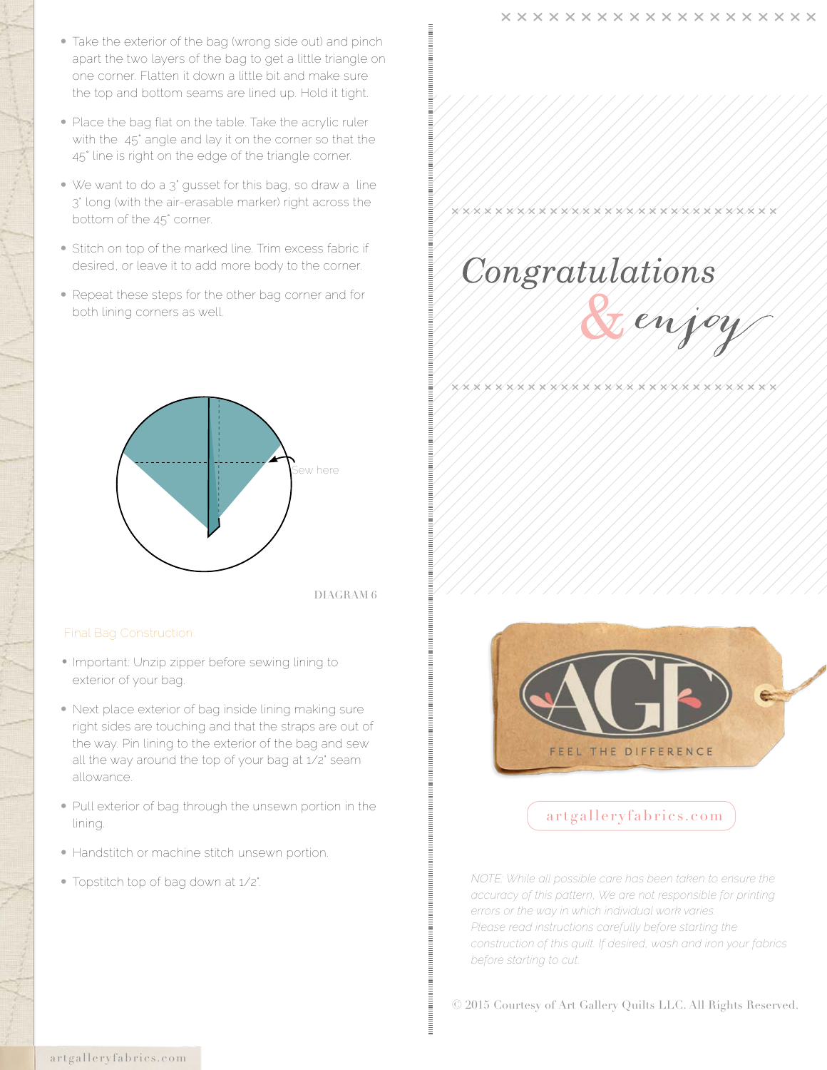- Take the exterior of the bag (wrong side out) and pinch apart the two layers of the bag to get a little triangle on one corner. Flatten it down a little bit and make sure the top and bottom seams are lined up. Hold it tight.
- Place the bag flat on the table. Take the acrylic ruler with the 45˚ angle and lay it on the corner so that the 45˚ line is right on the edge of the triangle corner.
- We want to do a 3" gusset for this bag, so draw a line 3" long (with the air-erasable marker) right across the bottom of the 45˚ corner.
- Stitch on top of the marked line. Trim excess fabric if desired, or leave it to add more body to the corner.
- Repeat these steps for the other bag corner and for both lining corners as well.

Sew here

DIAGRAM 6

### Final Bag Construction

- Important: Unzip zipper before sewing lining to exterior of your bag.
- Next place exterior of bag inside lining making sure right sides are touching and that the straps are out of the way. Pin lining to the exterior of the bag and sew all the way around the top of your bag at 1/2" seam allowance.
- Pull exterior of bag through the unsewn portion in the lining.
- Handstitch or machine stitch unsewn portion.
- Topstitch top of bag down at 1/2".

## Congratulations & enjoy

FEEL THE DIFFERENCE

artgalleryfabrics.com

*NOTE: While all possible care has been taken to ensure the accuracy of this pattern, We are not responsible for printing errors or the way in which individual work varies. Please read instructions carefully before starting the construction of this quilt. If desired, wash and iron your fabrics before starting to cut.*

© 2015 Courtesy of Art Gallery Quilts LLC. All Rights Reserved.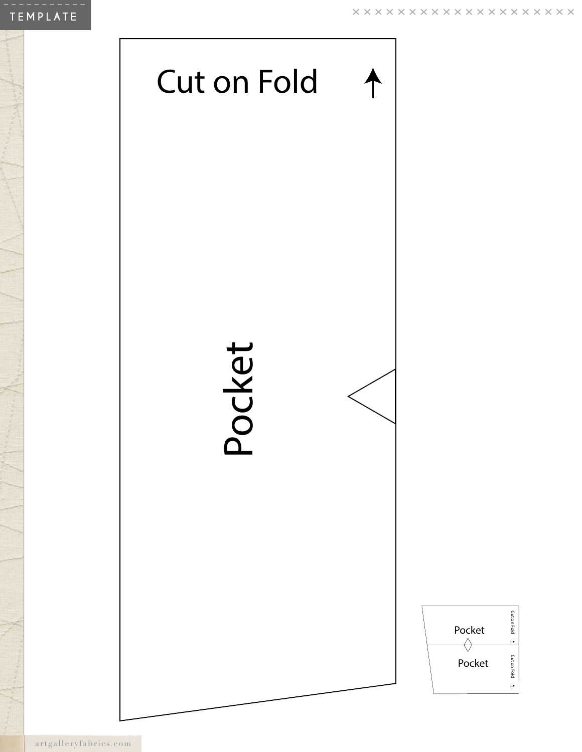TEMPLATE

Cut on Fold

Pocket

Pocket

Pocket

Cut on Fold

Cut on Fold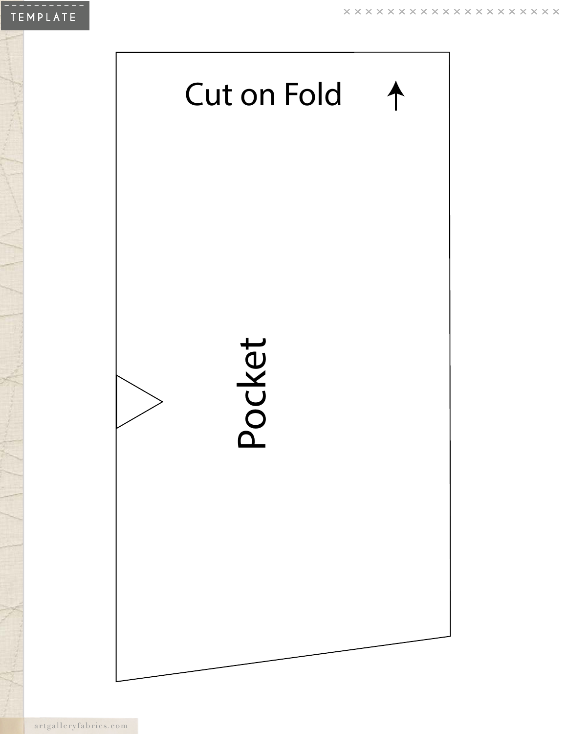TEMPLATE

Cut on Fold

Pocket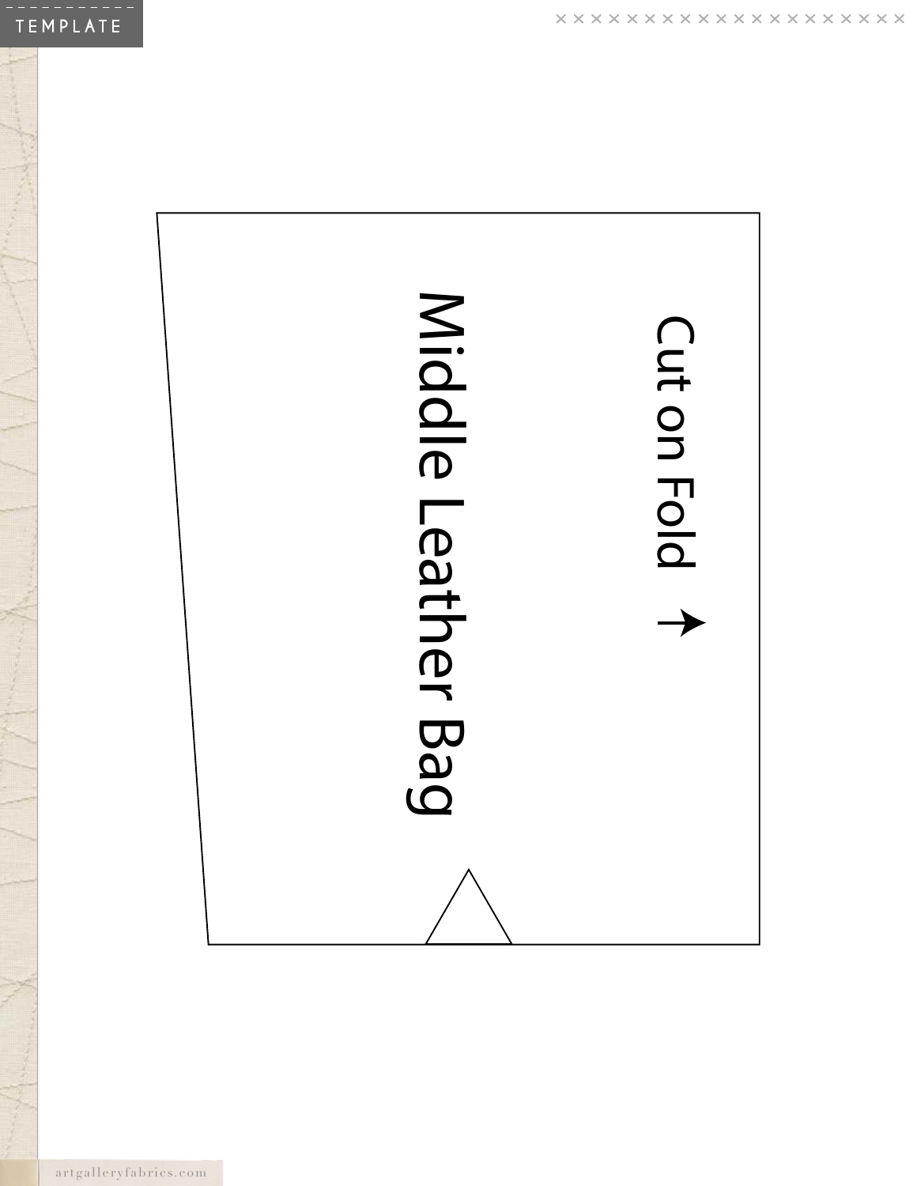Middle Leather Bag

Cut on Fold →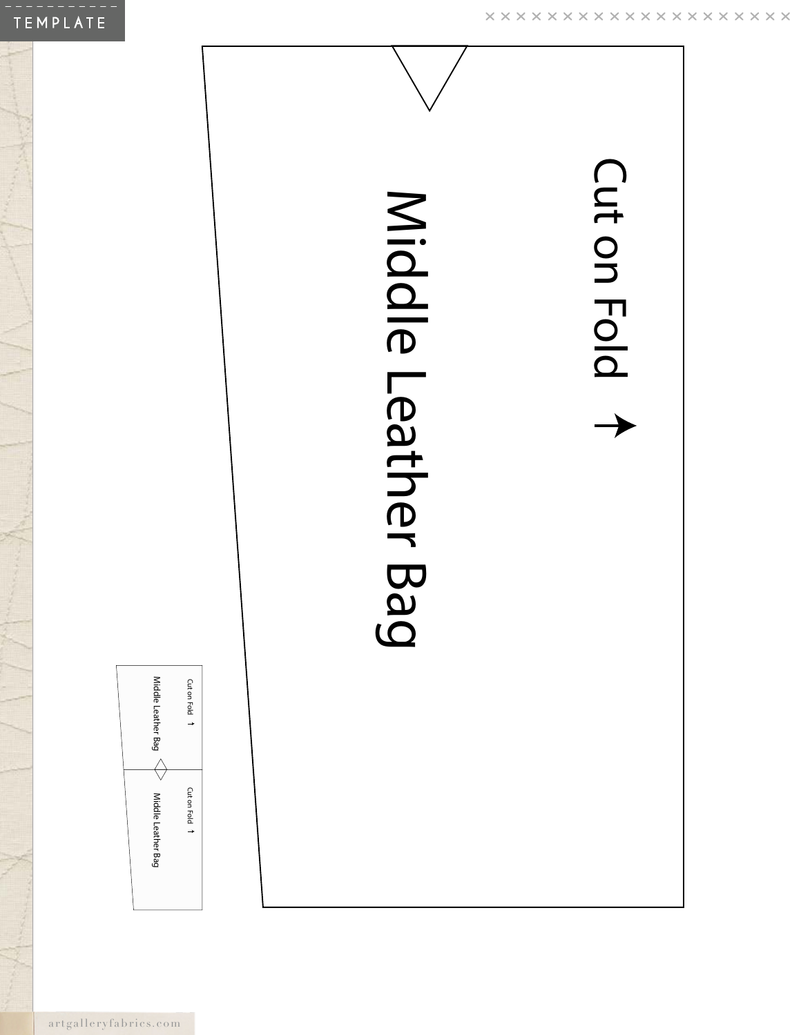TEMPLATE

Cut on Fold →

Middle Leather Bag

Cut on Fold ↑

Middle Leather Bag

Cut on Fold ↑

Middle Leather Bag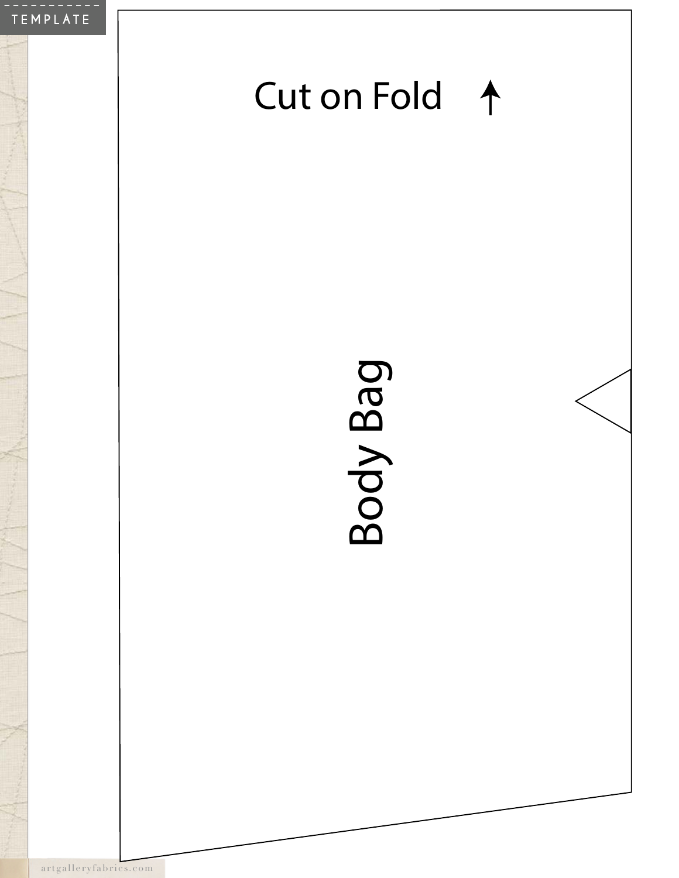TEMPLATE

Cut on Fold ↑

Body Bag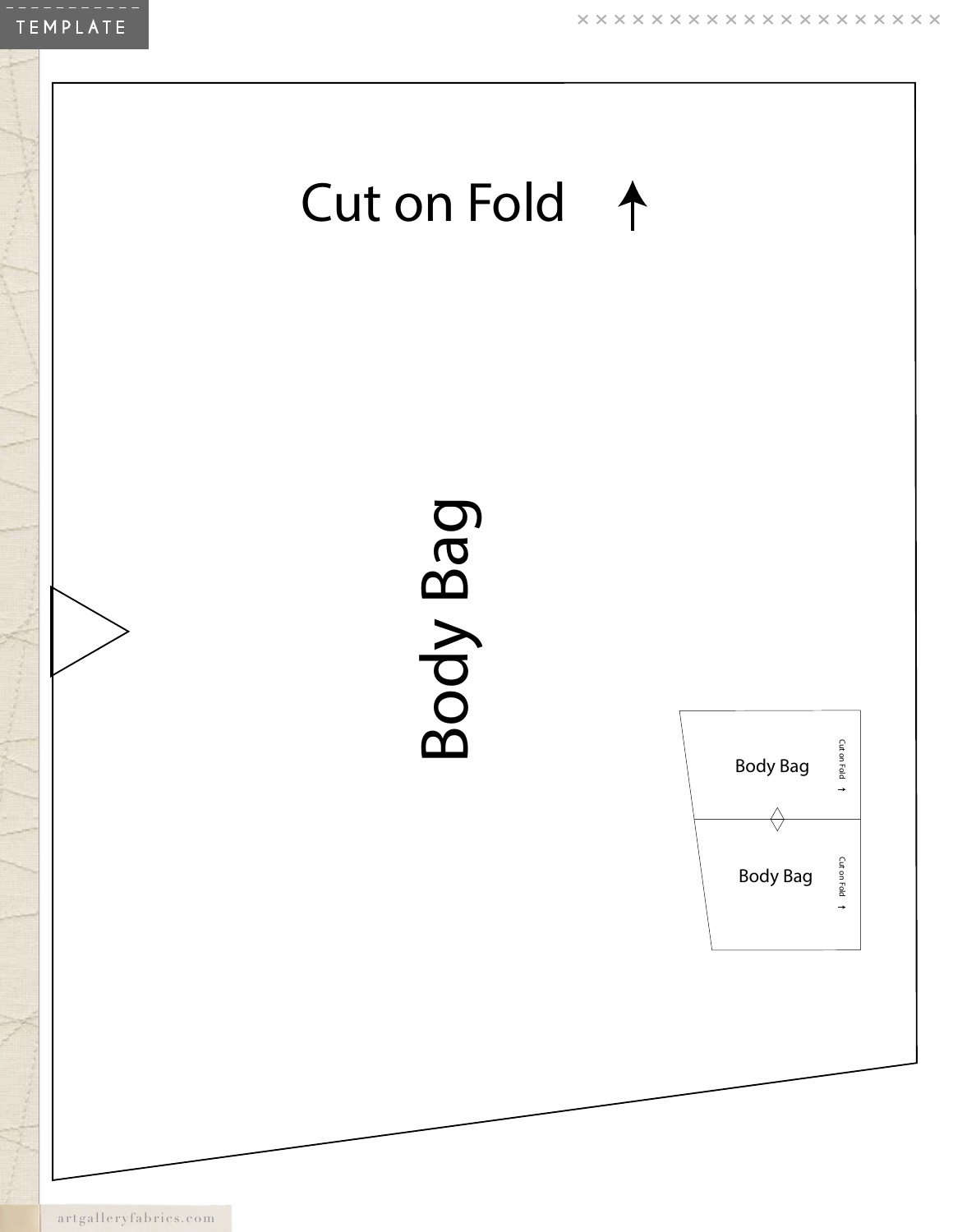TEMPLATE

Cut on Fold ↑

Body Bag

Body Bag

Cut on Fold ↑

Body Bag

Cut on Fold ↑